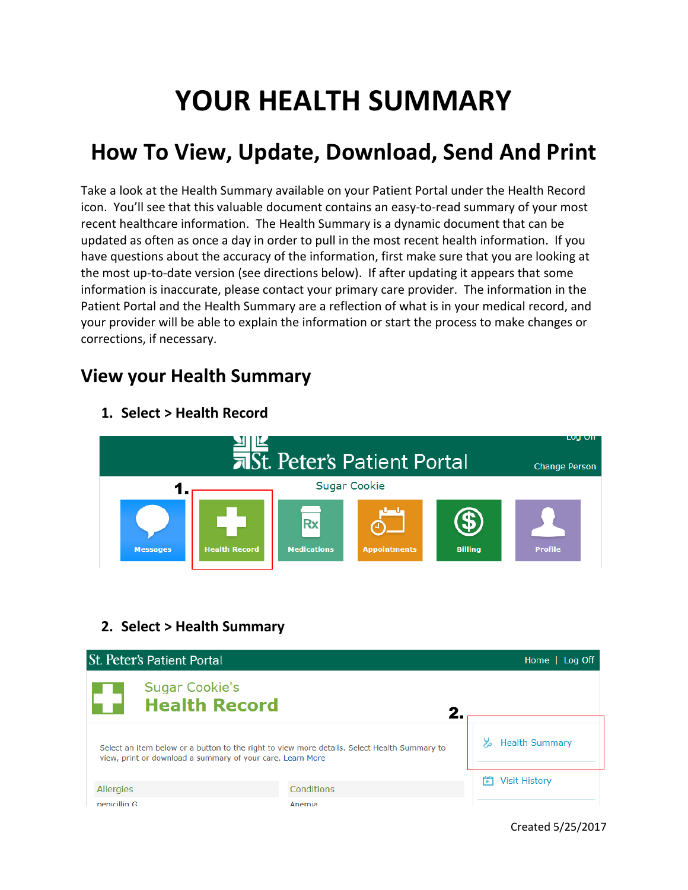# YOUR HEALTH SUMMARY

## How To View, Update, Download, Send And Print

Take a look at the Health Summary available on your Patient Portal under the Health Record icon. You'll see that this valuable document contains an easy-to-read summary of your most recent healthcare information. The Health Summary is a dynamic document that can be updated as often as once a day in order to pull in the most recent health information. If you have questions about the accuracy of the information, first make sure that you are looking at the most up-to-date version (see directions below). If after updating it appears that some information is inaccurate, please contact your primary care provider. The information in the Patient Portal and the Health Summary are a reflection of what is in your medical record, and your provider will be able to explain the information or start the process to make changes or corrections, if necessary.

### View your Health Summary

1. **Select > Health Record**

2. **Select > Health Summary**

Created 5/25/2017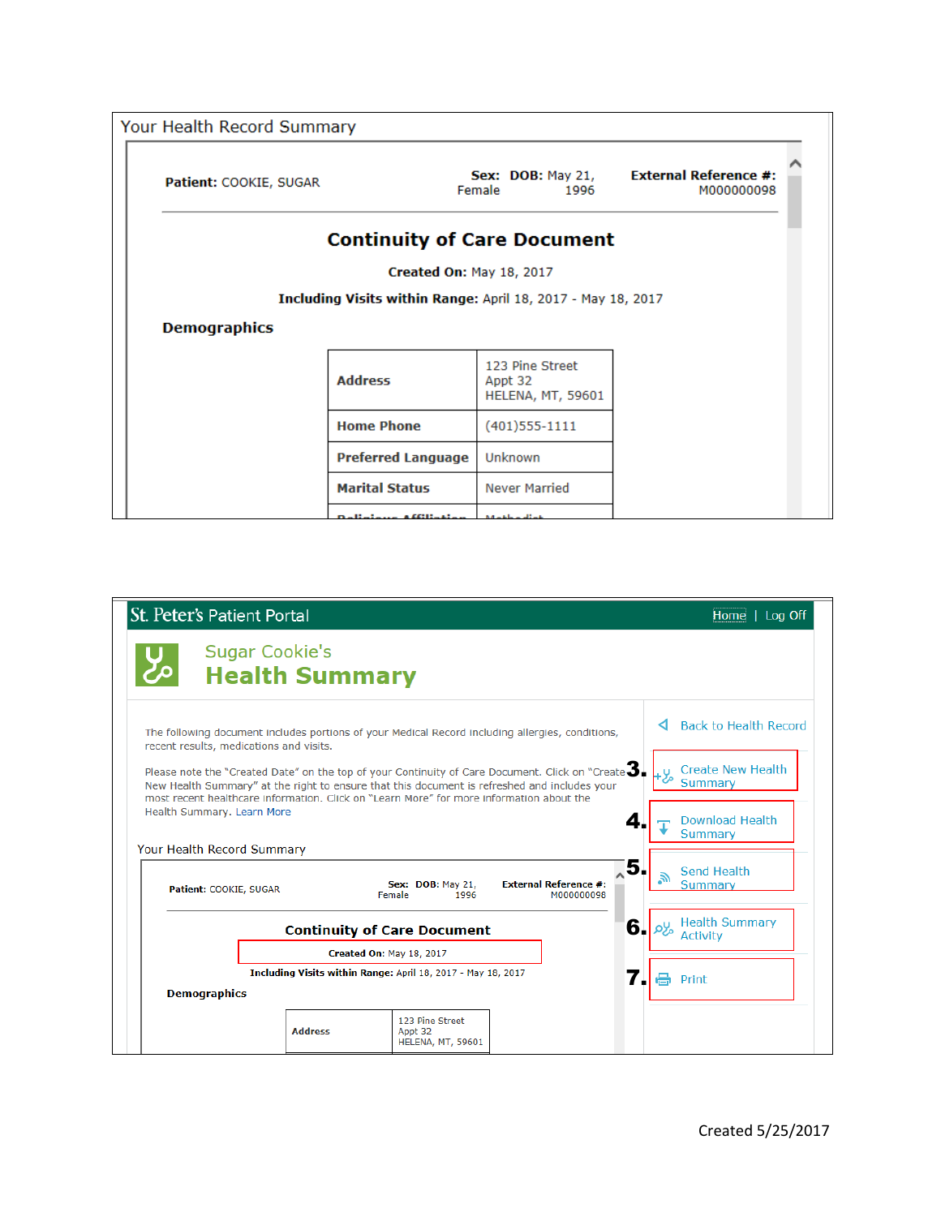Your Health Record Summary

**Patient:** COOKIE, SUGAR

**Sex:** Female **DOB:** May 21, 1996

**External Reference #:** M000000098

## Continuity of Care Document

**Created On:** May 18, 2017

**Including Visits within Range:** April 18, 2017 - May 18, 2017

### Demographics

| | |
|---|---|
| **Address** | 123 Pine Street<br>Appt 32<br>HELENA, MT, 59601 |
| **Home Phone** | (401)555-1111 |
| **Preferred Language** | Unknown |
| **Marital Status** | Never Married |
| **Religious Affiliation** | Methodist |

St. Peter's Patient Portal

Home | Log Off

Sugar Cookie's

## Health Summary

The following document includes portions of your Medical Record including allergies, conditions, recent results, medications and visits.

Please note the "Created Date" on the top of your Continuity of Care Document. Click on "Create New Health Summary" at the right to ensure that this document is refreshed and includes your most recent healthcare information. Click on "Learn More" for more information about the Health Summary. Learn More

Back to Health Record

3. Create New Health Summary

4. Download Health Summary

5. Send Health Summary

6. Health Summary Activity

7. Print

Your Health Record Summary

**Patient:** COOKIE, SUGAR

**Sex:** Female **DOB:** May 21, 1996

**External Reference #:** M000000098

**Continuity of Care Document**

**Created On:** May 18, 2017

**Including Visits within Range:** April 18, 2017 - May 18, 2017

**Demographics**

| | |
|---|---|
| **Address** | 123 Pine Street<br>Appt 32<br>HELENA, MT, 59601 |

Created 5/25/2017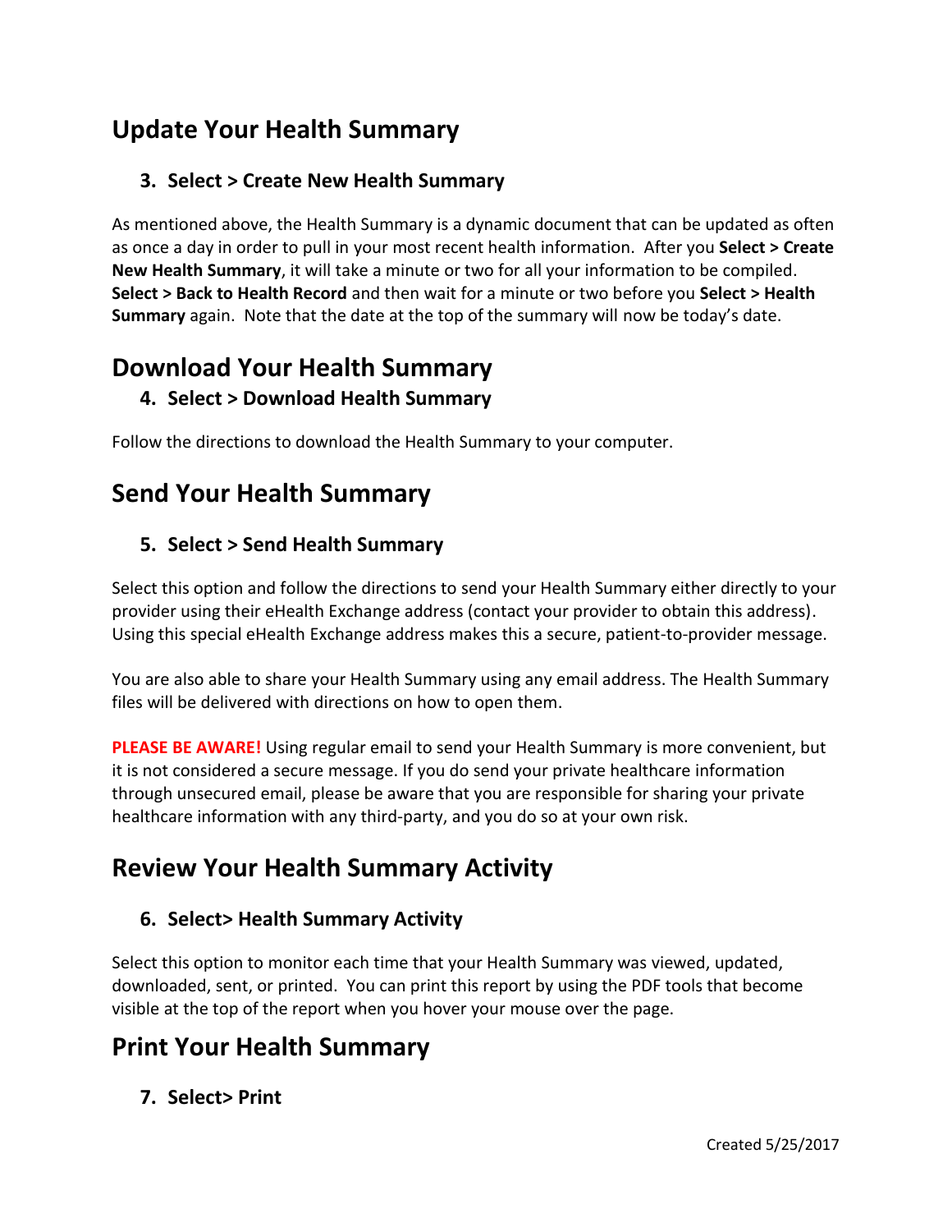## Update Your Health Summary

### 3. Select > Create New Health Summary

As mentioned above, the Health Summary is a dynamic document that can be updated as often as once a day in order to pull in your most recent health information. After you **Select > Create New Health Summary**, it will take a minute or two for all your information to be compiled. **Select > Back to Health Record** and then wait for a minute or two before you **Select > Health Summary** again. Note that the date at the top of the summary will now be today's date.

## Download Your Health Summary

### 4. Select > Download Health Summary

Follow the directions to download the Health Summary to your computer.

## Send Your Health Summary

### 5. Select > Send Health Summary

Select this option and follow the directions to send your Health Summary either directly to your provider using their eHealth Exchange address (contact your provider to obtain this address). Using this special eHealth Exchange address makes this a secure, patient-to-provider message.

You are also able to share your Health Summary using any email address. The Health Summary files will be delivered with directions on how to open them.

**PLEASE BE AWARE!** Using regular email to send your Health Summary is more convenient, but it is not considered a secure message. If you do send your private healthcare information through unsecured email, please be aware that you are responsible for sharing your private healthcare information with any third-party, and you do so at your own risk.

## Review Your Health Summary Activity

### 6. Select> Health Summary Activity

Select this option to monitor each time that your Health Summary was viewed, updated, downloaded, sent, or printed. You can print this report by using the PDF tools that become visible at the top of the report when you hover your mouse over the page.

## Print Your Health Summary

### 7. Select> Print

Created 5/25/2017